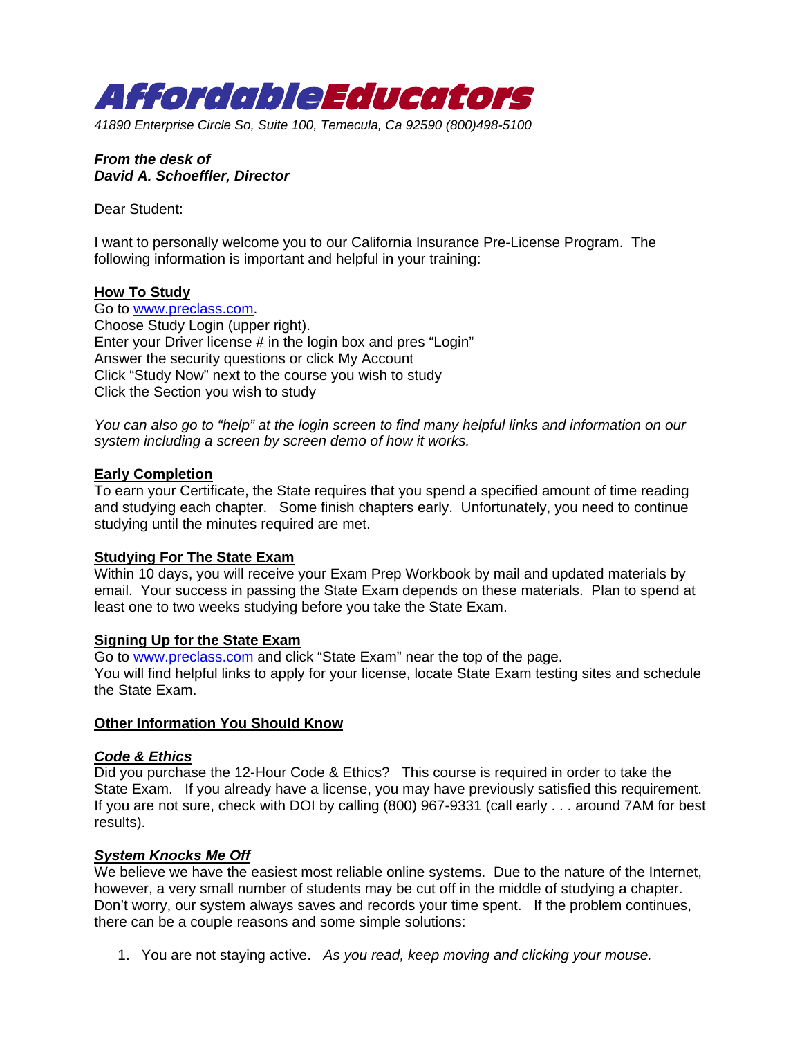# AffordableEducators

*41890 Enterprise Circle So, Suite 100, Temecula, Ca 92590 (800)498-5100*

***From the desk of***
***David A. Schoeffler, Director***

Dear Student:

I want to personally welcome you to our California Insurance Pre-License Program. The following information is important and helpful in your training:

**How To Study**

Go to www.preclass.com.
Choose Study Login (upper right).
Enter your Driver license # in the login box and pres "Login"
Answer the security questions or click My Account
Click "Study Now" next to the course you wish to study
Click the Section you wish to study

*You can also go to "help" at the login screen to find many helpful links and information on our system including a screen by screen demo of how it works.*

**Early Completion**

To earn your Certificate, the State requires that you spend a specified amount of time reading and studying each chapter. Some finish chapters early. Unfortunately, you need to continue studying until the minutes required are met.

**Studying For The State Exam**

Within 10 days, you will receive your Exam Prep Workbook by mail and updated materials by email. Your success in passing the State Exam depends on these materials. Plan to spend at least one to two weeks studying before you take the State Exam.

**Signing Up for the State Exam**

Go to www.preclass.com and click "State Exam" near the top of the page.
You will find helpful links to apply for your license, locate State Exam testing sites and schedule the State Exam.

**Other Information You Should Know**

***Code & Ethics***

Did you purchase the 12-Hour Code & Ethics? This course is required in order to take the State Exam. If you already have a license, you may have previously satisfied this requirement. If you are not sure, check with DOI by calling (800) 967-9331 (call early . . . around 7AM for best results).

***System Knocks Me Off***

We believe we have the easiest most reliable online systems. Due to the nature of the Internet, however, a very small number of students may be cut off in the middle of studying a chapter. Don't worry, our system always saves and records your time spent. If the problem continues, there can be a couple reasons and some simple solutions:

1. You are not staying active. *As you read, keep moving and clicking your mouse.*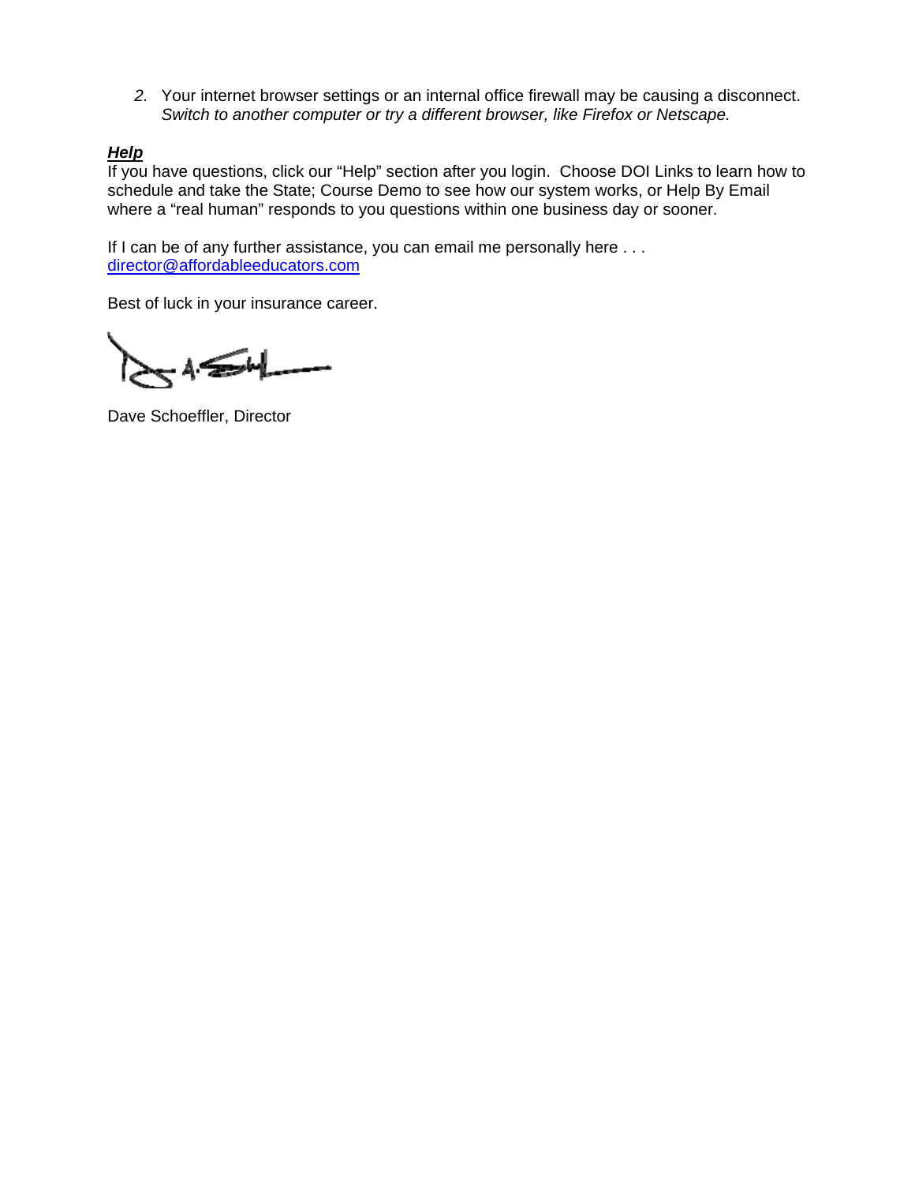2. Your internet browser settings or an internal office firewall may be causing a disconnect. *Switch to another computer or try a different browser, like Firefox or Netscape.*

***Help***

If you have questions, click our "Help" section after you login. Choose DOI Links to learn how to schedule and take the State; Course Demo to see how our system works, or Help By Email where a "real human" responds to you questions within one business day or sooner.

If I can be of any further assistance, you can email me personally here . . . director@affordableeducators.com

Best of luck in your insurance career.

Dave Schoeffler, Director